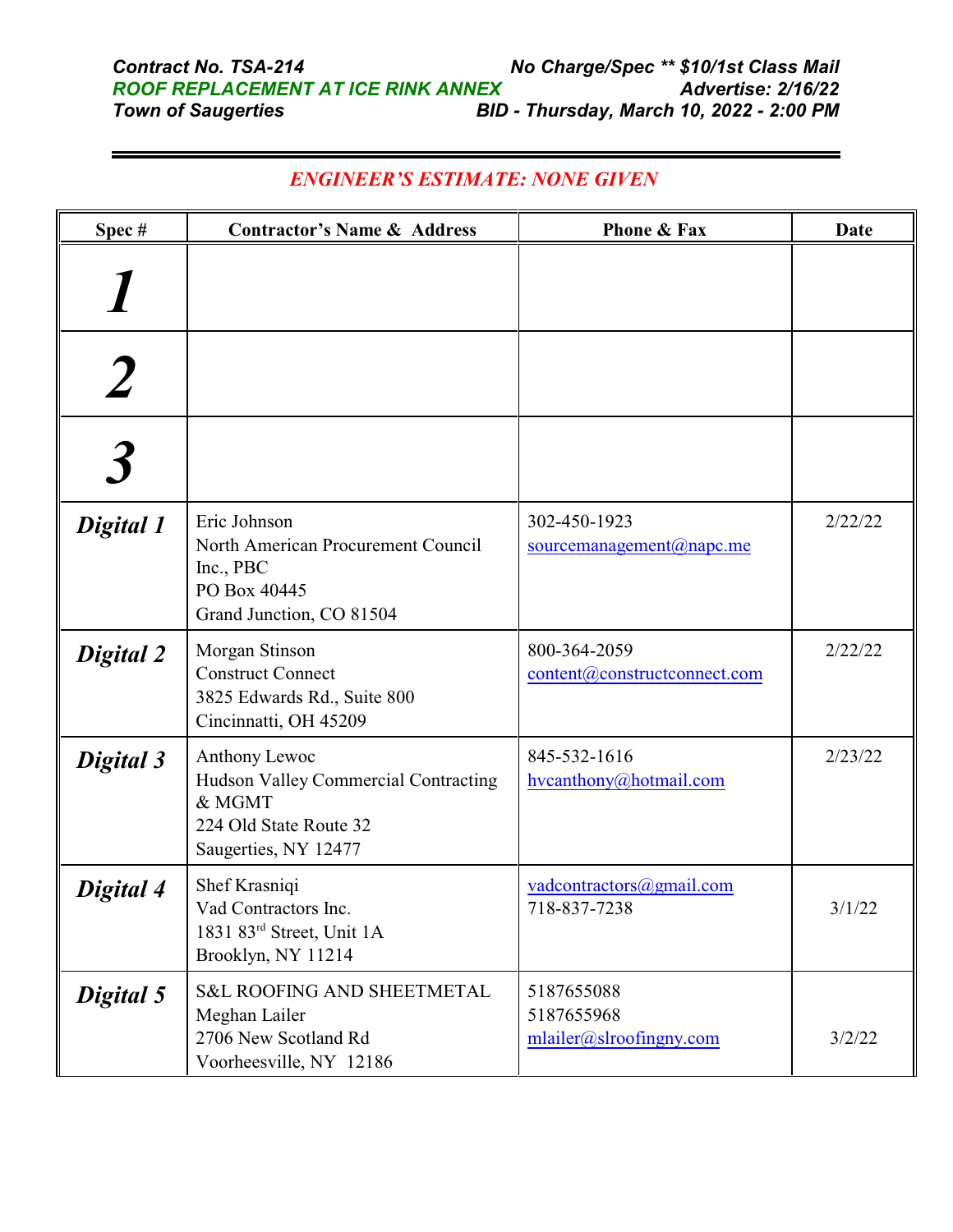***Contract No. TSA-214*** ***No Charge/Spec \*\* $10/1st Class Mail***
***ROOF REPLACEMENT AT ICE RINK ANNEX*** ***Advertise: 2/16/22***
***Town of Saugerties*** ***BID - Thursday, March 10, 2022 - 2:00 PM***

---

***ENGINEER'S ESTIMATE: NONE GIVEN***

| Spec # | Contractor's Name & Address | Phone & Fax | Date |
|---|---|---|---|
| ***1*** | | | |
| ***2*** | | | |
| ***3*** | | | |
| ***Digital 1*** | Eric Johnson<br>North American Procurement Council Inc., PBC<br>PO Box 40445<br>Grand Junction, CO 81504 | 302-450-1923<br>sourcemanagement@napc.me | 2/22/22 |
| ***Digital 2*** | Morgan Stinson<br>Construct Connect<br>3825 Edwards Rd., Suite 800<br>Cincinnatti, OH 45209 | 800-364-2059<br>content@constructconnect.com | 2/22/22 |
| ***Digital 3*** | Anthony Lewoc<br>Hudson Valley Commercial Contracting & MGMT<br>224 Old State Route 32<br>Saugerties, NY 12477 | 845-532-1616<br>hvcanthony@hotmail.com | 2/23/22 |
| ***Digital 4*** | Shef Krasniqi<br>Vad Contractors Inc.<br>1831 83rd Street, Unit 1A<br>Brooklyn, NY 11214 | vadcontractors@gmail.com<br>718-837-7238 | 3/1/22 |
| ***Digital 5*** | S&L ROOFING AND SHEETMETAL<br>Meghan Lailer<br>2706 New Scotland Rd<br>Voorheesville, NY 12186 | 5187655088<br>5187655968<br>mlailer@slroofingny.com | 3/2/22 |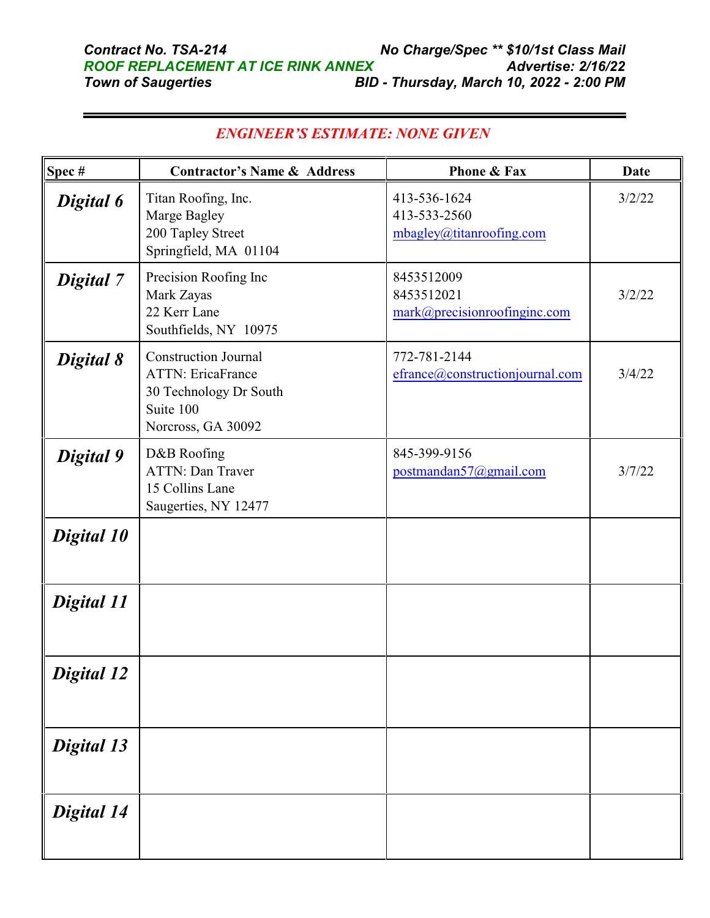**Contract No. TSA-214** | **No Charge/Spec ** $10/1st Class Mail**
**ROOF REPLACEMENT AT ICE RINK ANNEX** | **Advertise: 2/16/22**
**Town of Saugerties** | **BID - Thursday, March 10, 2022 - 2:00 PM**

---

*ENGINEER'S ESTIMATE: NONE GIVEN*

| Spec # | Contractor's Name & Address | Phone & Fax | Date |
|---|---|---|---|
| ***Digital 6*** | Titan Roofing, Inc.<br>Marge Bagley<br>200 Tapley Street<br>Springfield, MA 01104 | 413-536-1624<br>413-533-2560<br>mbagley@titanroofing.com | 3/2/22 |
| ***Digital 7*** | Precision Roofing Inc<br>Mark Zayas<br>22 Kerr Lane<br>Southfields, NY 10975 | 8453512009<br>8453512021<br>mark@precisionroofinginc.com | 3/2/22 |
| ***Digital 8*** | Construction Journal<br>ATTN: EricaFrance<br>30 Technology Dr South<br>Suite 100<br>Norcross, GA 30092 | 772-781-2144<br>efrance@constructionjournal.com | 3/4/22 |
| ***Digital 9*** | D&B Roofing<br>ATTN: Dan Traver<br>15 Collins Lane<br>Saugerties, NY 12477 | 845-399-9156<br>postmandan57@gmail.com | 3/7/22 |
| ***Digital 10*** | | | |
| ***Digital 11*** | | | |
| ***Digital 12*** | | | |
| ***Digital 13*** | | | |
| ***Digital 14*** | | | |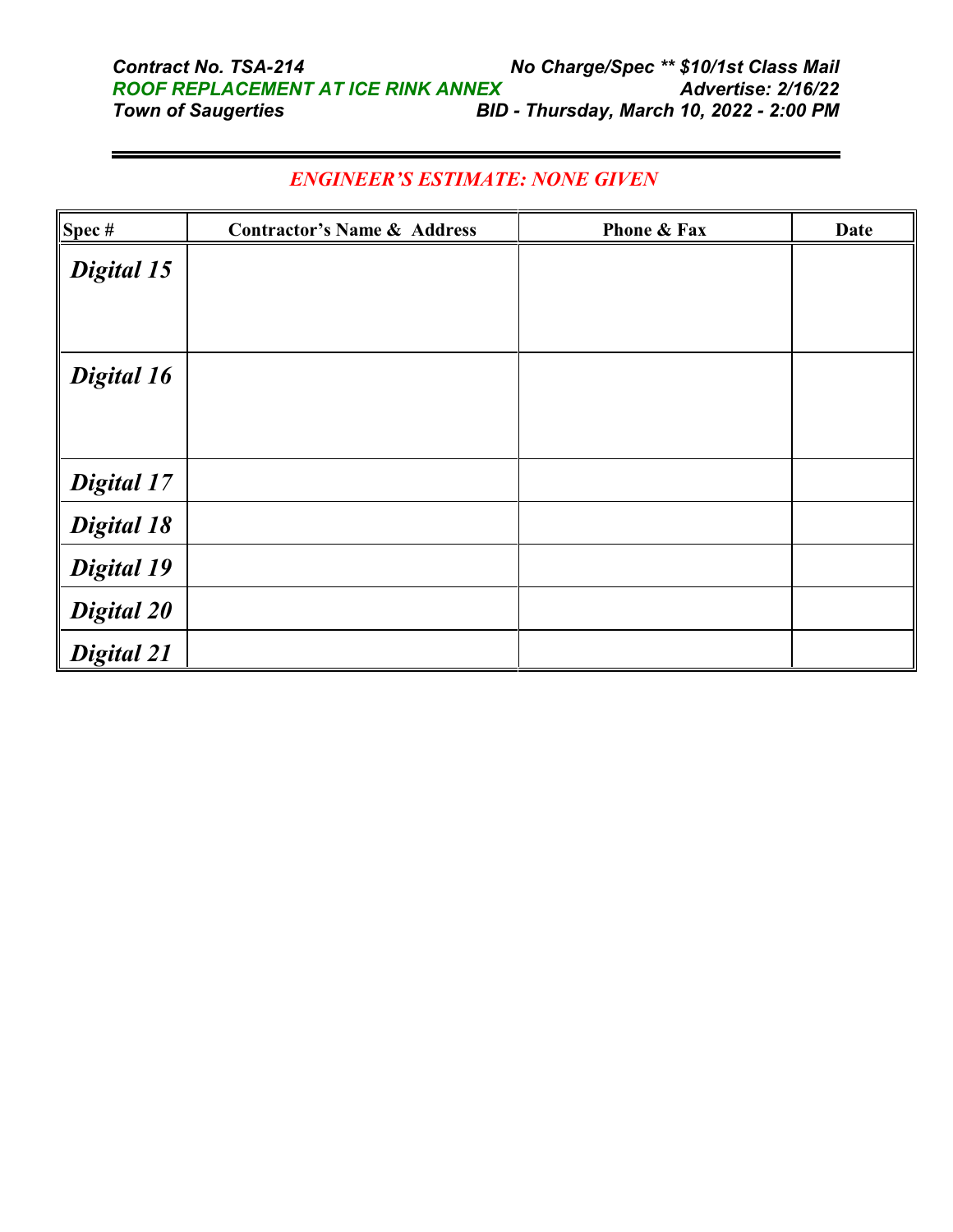*Contract No. TSA-214* — *No Charge/Spec ** $10/1st Class Mail*
*ROOF REPLACEMENT AT ICE RINK ANNEX* — *Advertise: 2/16/22*
*Town of Saugerties* — *BID - Thursday, March 10, 2022 - 2:00 PM*

---

*ENGINEER'S ESTIMATE: NONE GIVEN*

| Spec # | Contractor's Name & Address | Phone & Fax | Date |
|---|---|---|---|
| *Digital 15* | | | |
| *Digital 16* | | | |
| *Digital 17* | | | |
| *Digital 18* | | | |
| *Digital 19* | | | |
| *Digital 20* | | | |
| *Digital 21* | | | |